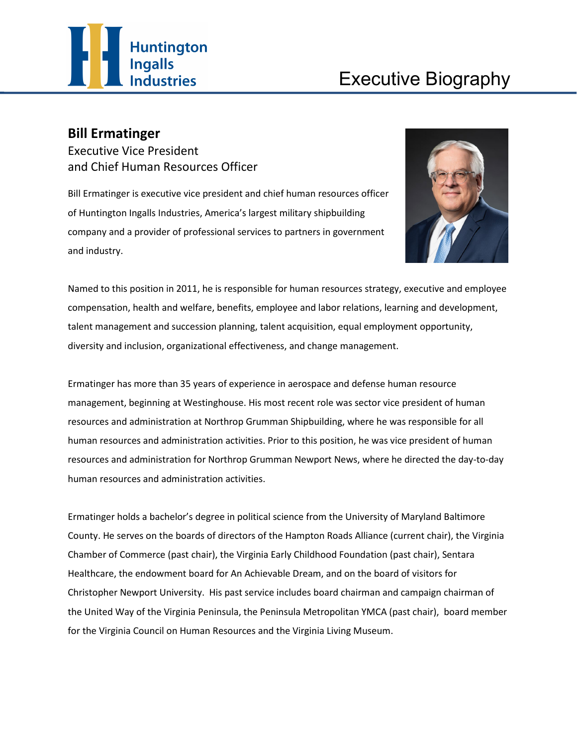Huntington Ingalls Industries

# Executive Biography

## Bill Ermatinger

Executive Vice President
and Chief Human Resources Officer

Bill Ermatinger is executive vice president and chief human resources officer of Huntington Ingalls Industries, America's largest military shipbuilding company and a provider of professional services to partners in government and industry.

Named to this position in 2011, he is responsible for human resources strategy, executive and employee compensation, health and welfare, benefits, employee and labor relations, learning and development, talent management and succession planning, talent acquisition, equal employment opportunity, diversity and inclusion, organizational effectiveness, and change management.

Ermatinger has more than 35 years of experience in aerospace and defense human resource management, beginning at Westinghouse. His most recent role was sector vice president of human resources and administration at Northrop Grumman Shipbuilding, where he was responsible for all human resources and administration activities. Prior to this position, he was vice president of human resources and administration for Northrop Grumman Newport News, where he directed the day-to-day human resources and administration activities.

Ermatinger holds a bachelor's degree in political science from the University of Maryland Baltimore County. He serves on the boards of directors of the Hampton Roads Alliance (current chair), the Virginia Chamber of Commerce (past chair), the Virginia Early Childhood Foundation (past chair), Sentara Healthcare, the endowment board for An Achievable Dream, and on the board of visitors for Christopher Newport University. His past service includes board chairman and campaign chairman of the United Way of the Virginia Peninsula, the Peninsula Metropolitan YMCA (past chair), board member for the Virginia Council on Human Resources and the Virginia Living Museum.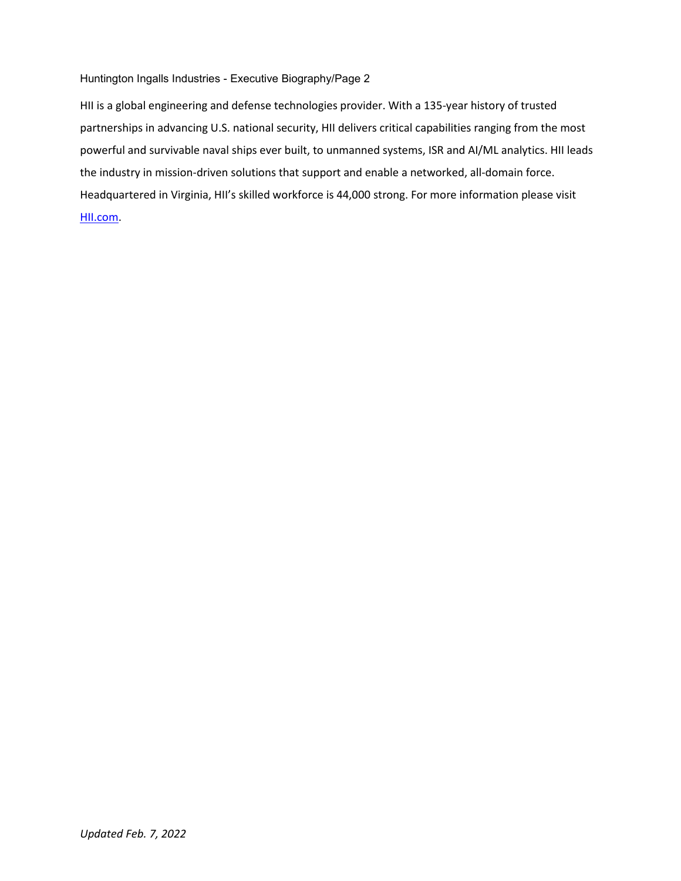HII is a global engineering and defense technologies provider. With a 135-year history of trusted partnerships in advancing U.S. national security, HII delivers critical capabilities ranging from the most powerful and survivable naval ships ever built, to unmanned systems, ISR and AI/ML analytics. HII leads the industry in mission-driven solutions that support and enable a networked, all-domain force. Headquartered in Virginia, HII's skilled workforce is 44,000 strong. For more information please visit [HII.com](https://HII.com).

*Updated Feb. 7, 2022*